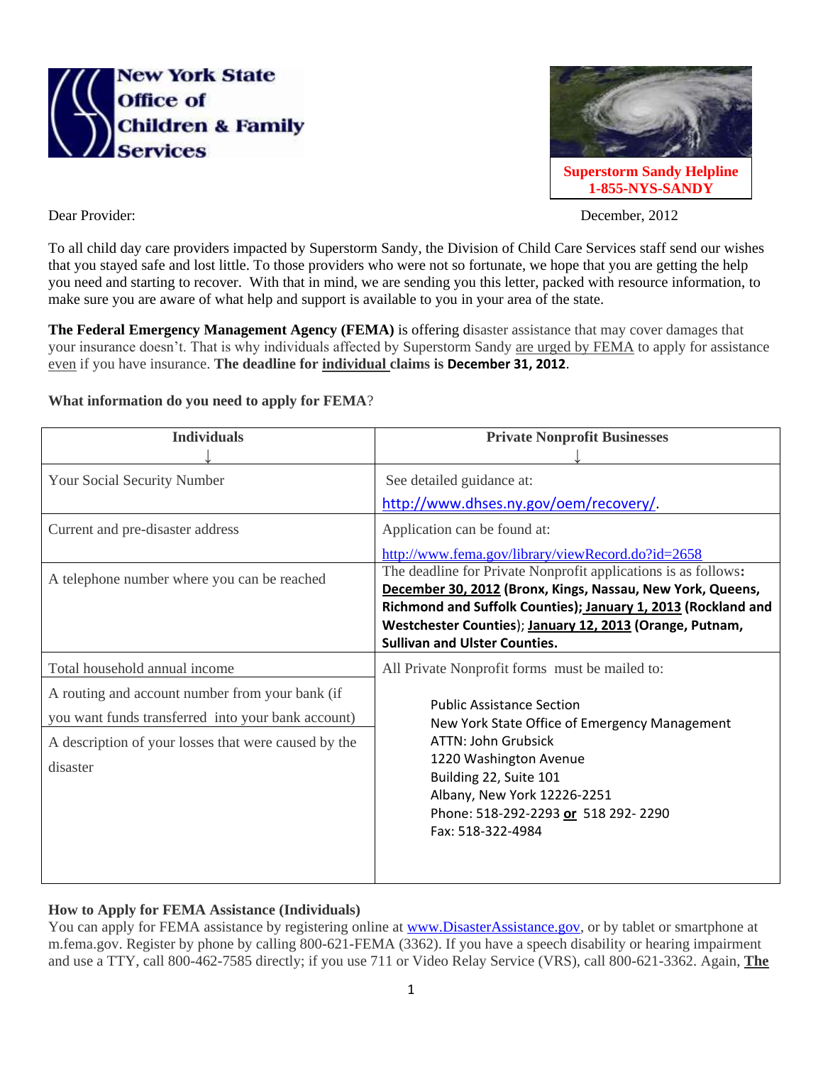New York State Office of Children & Family Services

**Superstorm Sandy Helpline**
**1-855-NYS-SANDY**

Dear Provider: December, 2012

To all child day care providers impacted by Superstorm Sandy, the Division of Child Care Services staff send our wishes that you stayed safe and lost little. To those providers who were not so fortunate, we hope that you are getting the help you need and starting to recover. With that in mind, we are sending you this letter, packed with resource information, to make sure you are aware of what help and support is available to you in your area of the state.

**The Federal Emergency Management Agency (FEMA)** is offering disaster assistance that may cover damages that your insurance doesn't. That is why individuals affected by Superstorm Sandy are urged by FEMA to apply for assistance even if you have insurance. **The deadline for individual claims is December 31, 2012**.

**What information do you need to apply for FEMA**?

| **Individuals** ↓ | **Private Nonprofit Businesses** ↓ |
|---|---|
| Your Social Security Number | See detailed guidance at: http://www.dhses.ny.gov/oem/recovery/. |
| Current and pre-disaster address | Application can be found at: http://www.fema.gov/library/viewRecord.do?id=2658 |
| A telephone number where you can be reached | The deadline for Private Nonprofit applications is as follows: **December 30, 2012 (Bronx, Kings, Nassau, New York, Queens, Richmond and Suffolk Counties); January 1, 2013 (Rockland and Westchester Counties); January 12, 2013 (Orange, Putnam, Sullivan and Ulster Counties.** |
| Total household annual income<br>A routing and account number from your bank (if you want funds transferred into your bank account)<br>A description of your losses that were caused by the disaster | All Private Nonprofit forms must be mailed to:<br><br>Public Assistance Section<br>New York State Office of Emergency Management<br>ATTN: John Grubsick<br>1220 Washington Avenue<br>Building 22, Suite 101<br>Albany, New York 12226-2251<br>Phone: 518-292-2293 **or** 518 292- 2290<br>Fax: 518-322-4984 |

**How to Apply for FEMA Assistance (Individuals)**

You can apply for FEMA assistance by registering online at www.DisasterAssistance.gov, or by tablet or smartphone at m.fema.gov. Register by phone by calling 800-621-FEMA (3362). If you have a speech disability or hearing impairment and use a TTY, call 800-462-7585 directly; if you use 711 or Video Relay Service (VRS), call 800-621-3362. Again, **The**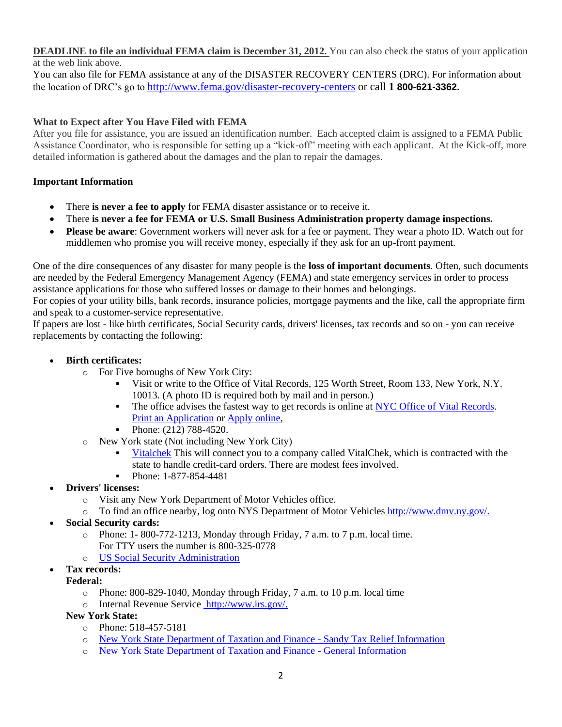**DEADLINE to file an individual FEMA claim is December 31, 2012.** You can also check the status of your application at the web link above.

You can also file for FEMA assistance at any of the DISASTER RECOVERY CENTERS (DRC). For information about the location of DRC's go to http://www.fema.gov/disaster-recovery-centers or call **1 800-621-3362.**

### What to Expect after You Have Filed with FEMA

After you file for assistance, you are issued an identification number. Each accepted claim is assigned to a FEMA Public Assistance Coordinator, who is responsible for setting up a "kick-off" meeting with each applicant. At the Kick-off, more detailed information is gathered about the damages and the plan to repair the damages.

### Important Information

- There **is never a fee to apply** for FEMA disaster assistance or to receive it.
- There **is never a fee for FEMA or U.S. Small Business Administration property damage inspections.**
- **Please be aware**: Government workers will never ask for a fee or payment. They wear a photo ID. Watch out for middlemen who promise you will receive money, especially if they ask for an up-front payment.

One of the dire consequences of any disaster for many people is the **loss of important documents**. Often, such documents are needed by the Federal Emergency Management Agency (FEMA) and state emergency services in order to process assistance applications for those who suffered losses or damage to their homes and belongings.

For copies of your utility bills, bank records, insurance policies, mortgage payments and the like, call the appropriate firm and speak to a customer-service representative.

If papers are lost - like birth certificates, Social Security cards, drivers' licenses, tax records and so on - you can receive replacements by contacting the following:

- **Birth certificates:**
  - For Five boroughs of New York City:
    - Visit or write to the Office of Vital Records, 125 Worth Street, Room 133, New York, N.Y. 10013. (A photo ID is required both by mail and in person.)
    - The office advises the fastest way to get records is online at NYC Office of Vital Records. Print an Application or Apply online,
    - Phone: (212) 788-4520.
  - New York state (Not including New York City)
    - Vitalchek This will connect you to a company called VitalChek, which is contracted with the state to handle credit-card orders. There are modest fees involved.
    - Phone: 1-877-854-4481
- **Drivers' licenses:**
  - Visit any New York Department of Motor Vehicles office.
  - To find an office nearby, log onto NYS Department of Motor Vehicles http://www.dmv.ny.gov/.
- **Social Security cards:**
  - Phone: 1- 800-772-1213, Monday through Friday, 7 a.m. to 7 p.m. local time.
    For TTY users the number is 800-325-0778
  - US Social Security Administration
- **Tax records:**

  **Federal:**
  - Phone: 800-829-1040, Monday through Friday, 7 a.m. to 10 p.m. local time
  - Internal Revenue Service http://www.irs.gov/.

  **New York State:**
  - Phone: 518-457-5181
  - New York State Department of Taxation and Finance - Sandy Tax Relief Information
  - New York State Department of Taxation and Finance - General Information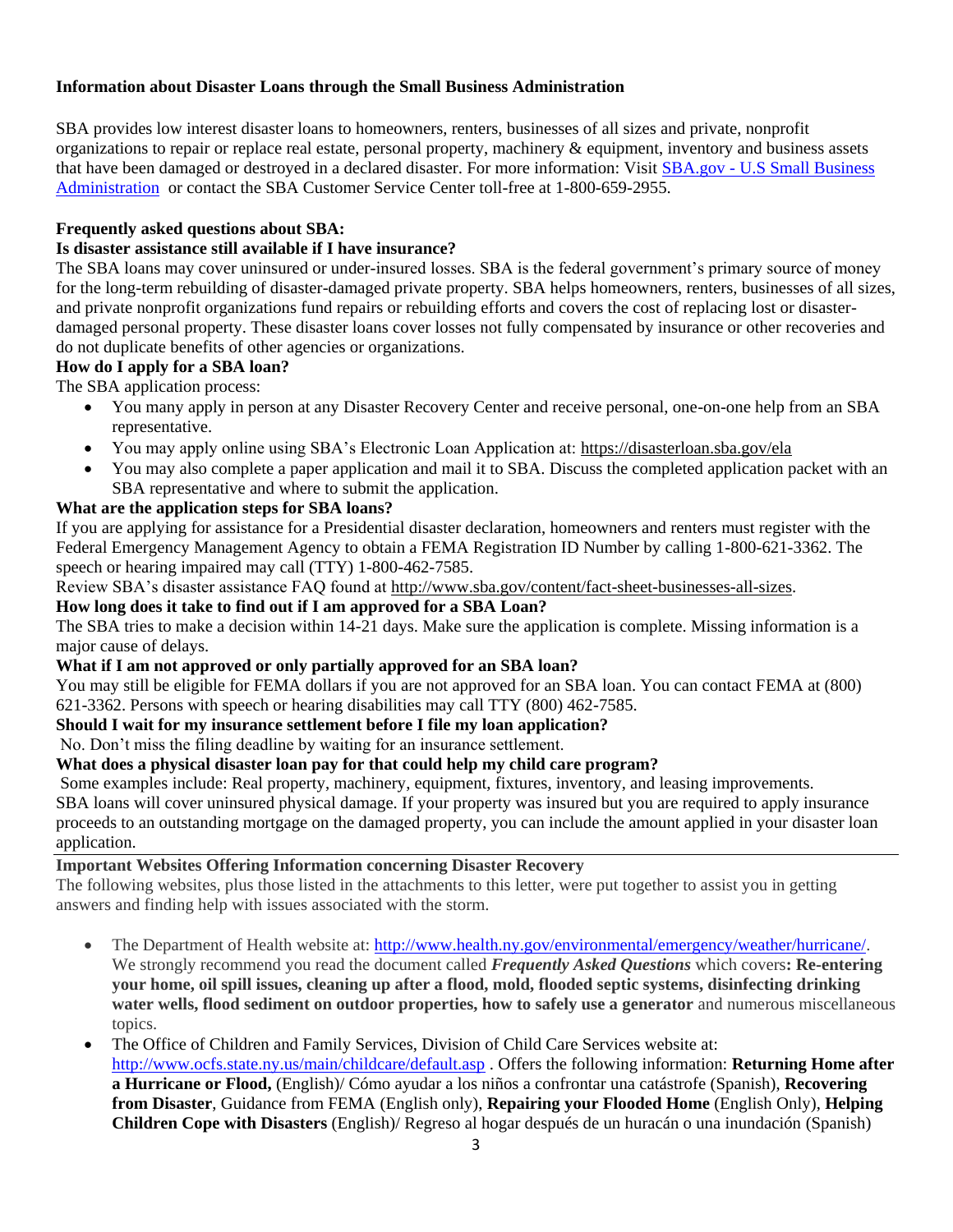**Information about Disaster Loans through the Small Business Administration**

SBA provides low interest disaster loans to homeowners, renters, businesses of all sizes and private, nonprofit organizations to repair or replace real estate, personal property, machinery & equipment, inventory and business assets that have been damaged or destroyed in a declared disaster. For more information: Visit [SBA.gov - U.S Small Business Administration](SBA.gov) or contact the SBA Customer Service Center toll-free at 1-800-659-2955.

**Frequently asked questions about SBA:**

**Is disaster assistance still available if I have insurance?**

The SBA loans may cover uninsured or under-insured losses. SBA is the federal government's primary source of money for the long-term rebuilding of disaster-damaged private property. SBA helps homeowners, renters, businesses of all sizes, and private nonprofit organizations fund repairs or rebuilding efforts and covers the cost of replacing lost or disaster-damaged personal property. These disaster loans cover losses not fully compensated by insurance or other recoveries and do not duplicate benefits of other agencies or organizations.

**How do I apply for a SBA loan?**

The SBA application process:

- You many apply in person at any Disaster Recovery Center and receive personal, one-on-one help from an SBA representative.
- You may apply online using SBA's Electronic Loan Application at: https://disasterloan.sba.gov/ela
- You may also complete a paper application and mail it to SBA. Discuss the completed application packet with an SBA representative and where to submit the application.

**What are the application steps for SBA loans?**

If you are applying for assistance for a Presidential disaster declaration, homeowners and renters must register with the Federal Emergency Management Agency to obtain a FEMA Registration ID Number by calling 1-800-621-3362. The speech or hearing impaired may call (TTY) 1-800-462-7585.

Review SBA's disaster assistance FAQ found at http://www.sba.gov/content/fact-sheet-businesses-all-sizes.

**How long does it take to find out if I am approved for a SBA Loan?**

The SBA tries to make a decision within 14-21 days. Make sure the application is complete. Missing information is a major cause of delays.

**What if I am not approved or only partially approved for an SBA loan?**

You may still be eligible for FEMA dollars if you are not approved for an SBA loan. You can contact FEMA at (800) 621-3362. Persons with speech or hearing disabilities may call TTY (800) 462-7585.

**Should I wait for my insurance settlement before I file my loan application?**

No. Don't miss the filing deadline by waiting for an insurance settlement.

**What does a physical disaster loan pay for that could help my child care program?**

Some examples include: Real property, machinery, equipment, fixtures, inventory, and leasing improvements.
SBA loans will cover uninsured physical damage. If your property was insured but you are required to apply insurance proceeds to an outstanding mortgage on the damaged property, you can include the amount applied in your disaster loan application.

---

**Important Websites Offering Information concerning Disaster Recovery**

The following websites, plus those listed in the attachments to this letter, were put together to assist you in getting answers and finding help with issues associated with the storm.

- The Department of Health website at: http://www.health.ny.gov/environmental/emergency/weather/hurricane/. We strongly recommend you read the document called ***Frequently Asked Questions*** which covers**: Re-entering your home, oil spill issues, cleaning up after a flood, mold, flooded septic systems, disinfecting drinking water wells, flood sediment on outdoor properties, how to safely use a generator** and numerous miscellaneous topics.
- The Office of Children and Family Services, Division of Child Care Services website at: http://www.ocfs.state.ny.us/main/childcare/default.asp . Offers the following information: **Returning Home after a Hurricane or Flood,** (English)/ Cómo ayudar a los niños a confrontar una catástrofe (Spanish), **Recovering from Disaster**, Guidance from FEMA (English only), **Repairing your Flooded Home** (English Only), **Helping Children Cope with Disasters** (English)/ Regreso al hogar después de un huracán o una inundación (Spanish)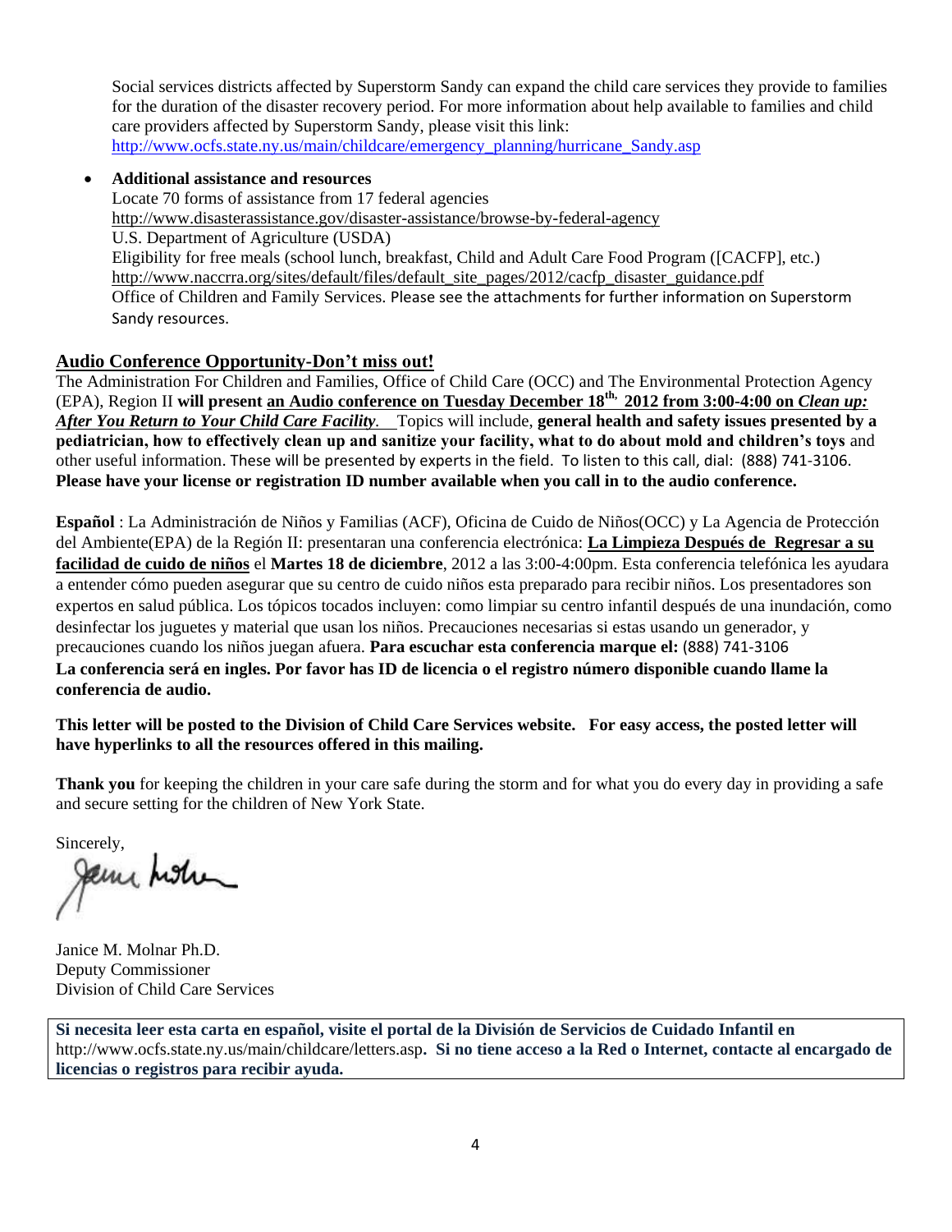Social services districts affected by Superstorm Sandy can expand the child care services they provide to families for the duration of the disaster recovery period. For more information about help available to families and child care providers affected by Superstorm Sandy, please visit this link: http://www.ocfs.state.ny.us/main/childcare/emergency_planning/hurricane_Sandy.asp

- **Additional assistance and resources**
  Locate 70 forms of assistance from 17 federal agencies
  http://www.disasterassistance.gov/disaster-assistance/browse-by-federal-agency
  U.S. Department of Agriculture (USDA)
  Eligibility for free meals (school lunch, breakfast, Child and Adult Care Food Program ([CACFP], etc.)
  http://www.naccrra.org/sites/default/files/default_site_pages/2012/cacfp_disaster_guidance.pdf
  Office of Children and Family Services. Please see the attachments for further information on Superstorm Sandy resources.

## Audio Conference Opportunity-Don't miss out!

The Administration For Children and Families, Office of Child Care (OCC) and The Environmental Protection Agency (EPA), Region II **will present an Audio conference on Tuesday December 18th, 2012 from 3:00-4:00 on *Clean up: After You Return to Your Child Care Facility.*** Topics will include, **general health and safety issues presented by a pediatrician, how to effectively clean up and sanitize your facility, what to do about mold and children's toys** and other useful information. These will be presented by experts in the field. To listen to this call, dial: (888) 741-3106. **Please have your license or registration ID number available when you call in to the audio conference.**

**Español** : La Administración de Niños y Familias (ACF), Oficina de Cuido de Niños(OCC) y La Agencia de Protección del Ambiente(EPA) de la Región II: presentaran una conferencia electrónica: **La Limpieza Después de Regresar a su facilidad de cuido de niños** el **Martes 18 de diciembre**, 2012 a las 3:00-4:00pm. Esta conferencia telefónica les ayudara a entender cómo pueden asegurar que su centro de cuido niños esta preparado para recibir niños. Los presentadores son expertos en salud pública. Los tópicos tocados incluyen: como limpiar su centro infantil después de una inundación, como desinfectar los juguetes y material que usan los niños. Precauciones necesarias si estas usando un generador, y precauciones cuando los niños juegan afuera. **Para escuchar esta conferencia marque el:** (888) 741-3106
**La conferencia será en ingles. Por favor has ID de licencia o el registro número disponible cuando llame la conferencia de audio.**

**This letter will be posted to the Division of Child Care Services website. For easy access, the posted letter will have hyperlinks to all the resources offered in this mailing.**

**Thank you** for keeping the children in your care safe during the storm and for what you do every day in providing a safe and secure setting for the children of New York State.

Sincerely,

Janice M. Molnar Ph.D.
Deputy Commissioner
Division of Child Care Services

**Si necesita leer esta carta en español, visite el portal de la División de Servicios de Cuidado Infantil en** http://www.ocfs.state.ny.us/main/childcare/letters.asp**. Si no tiene acceso a la Red o Internet, contacte al encargado de licencias o registros para recibir ayuda.**